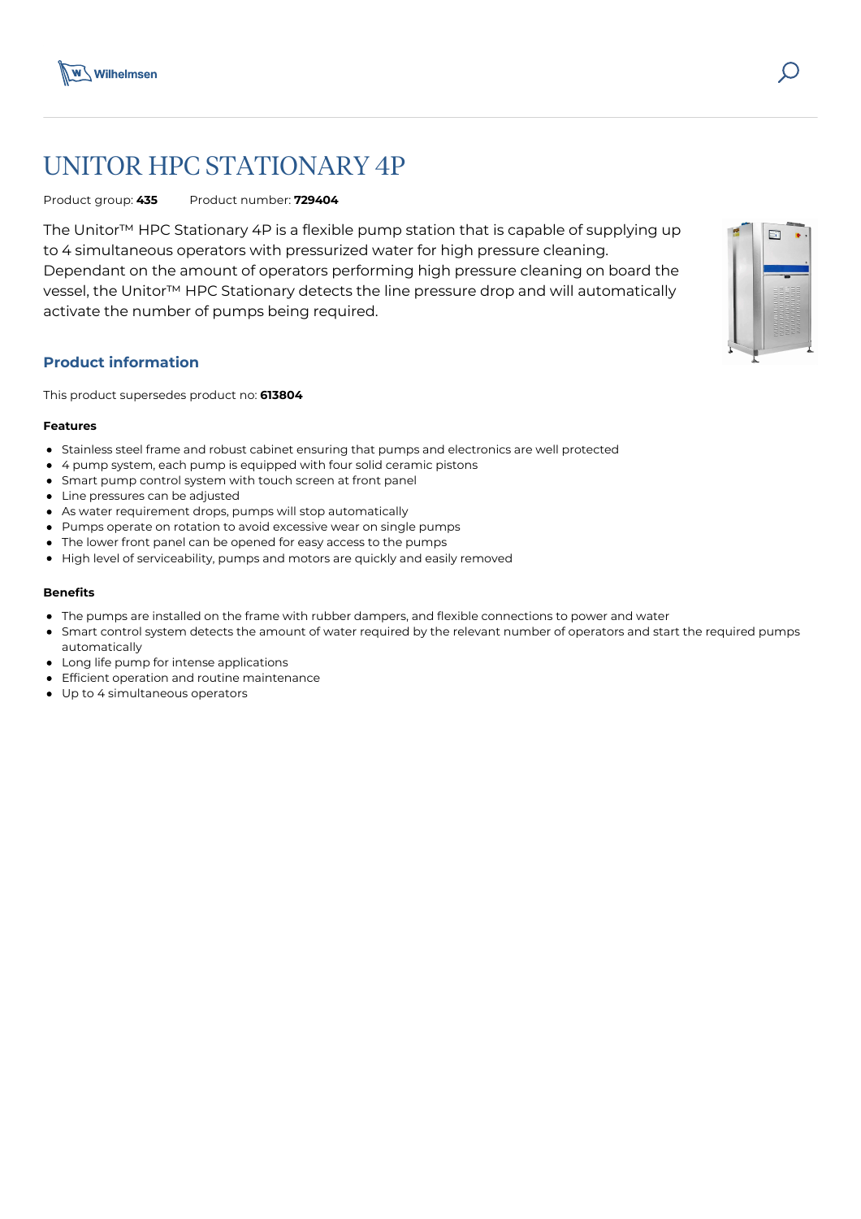# UNITOR HPC STATIONARY 4P

Product group: **435** Product number: **729404**

The Unitor™ HPC Stationary 4P is a flexible pump station that is capable of supplying up to 4 simultaneous operators with pressurized water for high pressure cleaning. Dependant on the amount of operators performing high pressure cleaning on board the vessel, the Unitor™ HPC Stationary detects the line pressure drop and will automatically activate the number of pumps being required.

## Product information

This product supersedes product no: **613804**

#### Features

- Stainless steel frame and robust cabinet ensuring that pumps and electronics are well protected
- 4 pump system, each pump is equipped with four solid ceramic pistons
- Smart pump control system with touch screen at front panel
- Line pressures can be adjusted
- As water requirement drops, pumps will stop automatically
- Pumps operate on rotation to avoid excessive wear on single pumps
- The lower front panel can be opened for easy access to the pumps
- High level of serviceability, pumps and motors are quickly and easily removed

#### Benefits

- The pumps are installed on the frame with rubber dampers, and flexible connections to power and water
- Smart control system detects the amount of water required by the relevant number of operators and start the required pumps automatically
- Long life pump for intense applications
- Efficient operation and routine maintenance
- Up to 4 simultaneous operators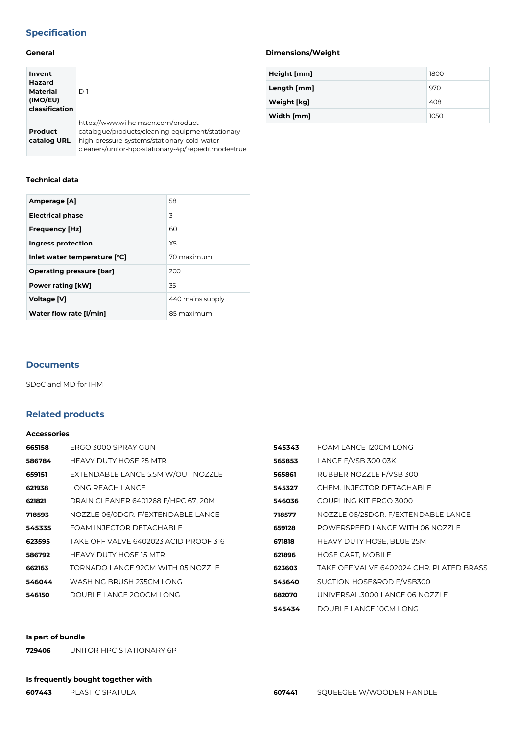## Specification

### General

| | |
|---|---|
| **Invent Hazard Material (IMO/EU) classification** | D-1 |
| **Product catalog URL** | https://www.wilhelmsen.com/product-catalogue/products/cleaning-equipment/stationary-high-pressure-systems/stationary-cold-water-cleaners/unitor-hpc-stationary-4p/?epieditmode=true |

### Dimensions/Weight

| | |
|---|---|
| **Height [mm]** | 1800 |
| **Length [mm]** | 970 |
| **Weight [kg]** | 408 |
| **Width [mm]** | 1050 |

### Technical data

| | |
|---|---|
| **Amperage [A]** | 58 |
| **Electrical phase** | 3 |
| **Frequency [Hz]** | 60 |
| **Ingress protection** | X5 |
| **Inlet water temperature [°C]** | 70 maximum |
| **Operating pressure [bar]** | 200 |
| **Power rating [kW]** | 35 |
| **Voltage [V]** | 440 mains supply |
| **Water flow rate [l/min]** | 85 maximum |

## Documents

SDoC and MD for IHM

## Related products

### Accessories

| | |
|---|---|
| **665158** | ERGO 3000 SPRAY GUN |
| **586784** | HEAVY DUTY HOSE 25 MTR |
| **659151** | EXTENDABLE LANCE 5.5M W/OUT NOZZLE |
| **621938** | LONG REACH LANCE |
| **621821** | DRAIN CLEANER 6401268 F/HPC 67, 20M |
| **718593** | NOZZLE 06/0DGR. F/EXTENDABLE LANCE |
| **545335** | FOAM INJECTOR DETACHABLE |
| **623595** | TAKE OFF VALVE 6402023 ACID PROOF 316 |
| **586792** | HEAVY DUTY HOSE 15 MTR |
| **662163** | TORNADO LANCE 92CM WITH 05 NOZZLE |
| **546044** | WASHING BRUSH 235CM LONG |
| **546150** | DOUBLE LANCE 2OOCM LONG |
| **545343** | FOAM LANCE 120CM LONG |
| **565853** | LANCE F/VSB 300 03K |
| **565861** | RUBBER NOZZLE F/VSB 300 |
| **545327** | CHEM. INJECTOR DETACHABLE |
| **546036** | COUPLING KIT ERGO 3000 |
| **718577** | NOZZLE 06/25DGR. F/EXTENDABLE LANCE |
| **659128** | POWERSPEED LANCE WITH 06 NOZZLE |
| **671818** | HEAVY DUTY HOSE, BLUE 25M |
| **621896** | HOSE CART, MOBILE |
| **623603** | TAKE OFF VALVE 6402024 CHR. PLATED BRASS |
| **545640** | SUCTION HOSE&ROD F/VSB300 |
| **682070** | UNIVERSAL.3000 LANCE 06 NOZZLE |
| **545434** | DOUBLE LANCE 10CM LONG |

### Is part of bundle

| | |
|---|---|
| **729406** | UNITOR HPC STATIONARY 6P |

### Is frequently bought together with

| | |
|---|---|
| **607443** | PLASTIC SPATULA |
| **607441** | SQUEEGEE W/WOODEN HANDLE |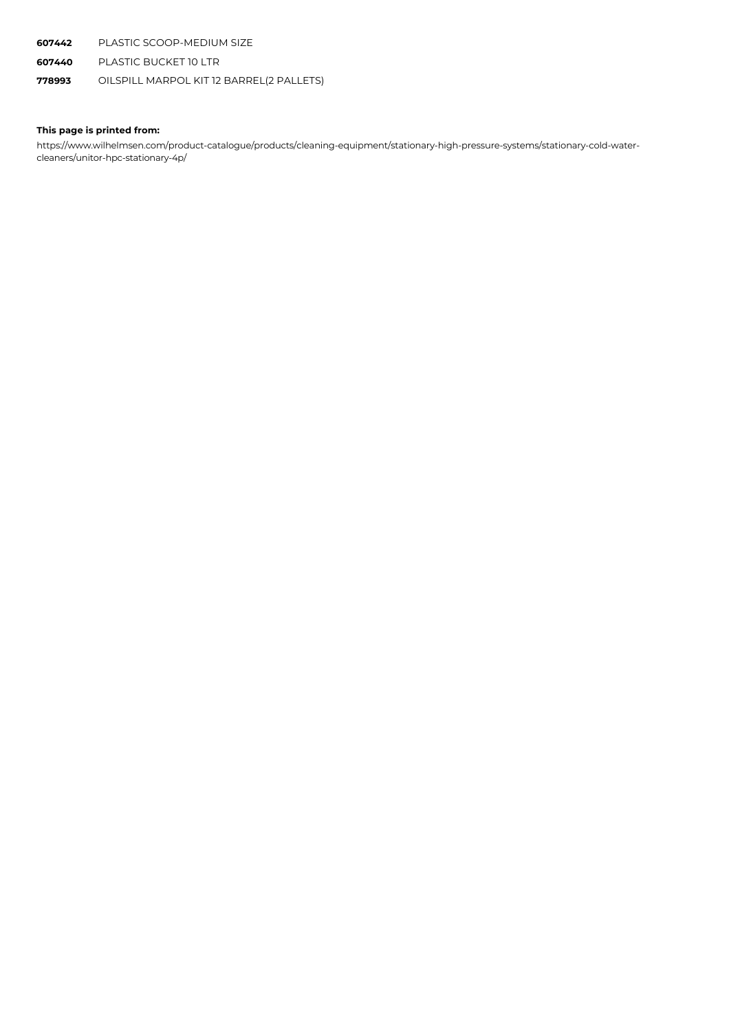**607442** PLASTIC SCOOP-MEDIUM SIZE

**607440** PLASTIC BUCKET 10 LTR

**778993** OILSPILL MARPOL KIT 12 BARREL(2 PALLETS)

**This page is printed from:**

https://www.wilhelmsen.com/product-catalogue/products/cleaning-equipment/stationary-high-pressure-systems/stationary-cold-water-cleaners/unitor-hpc-stationary-4p/